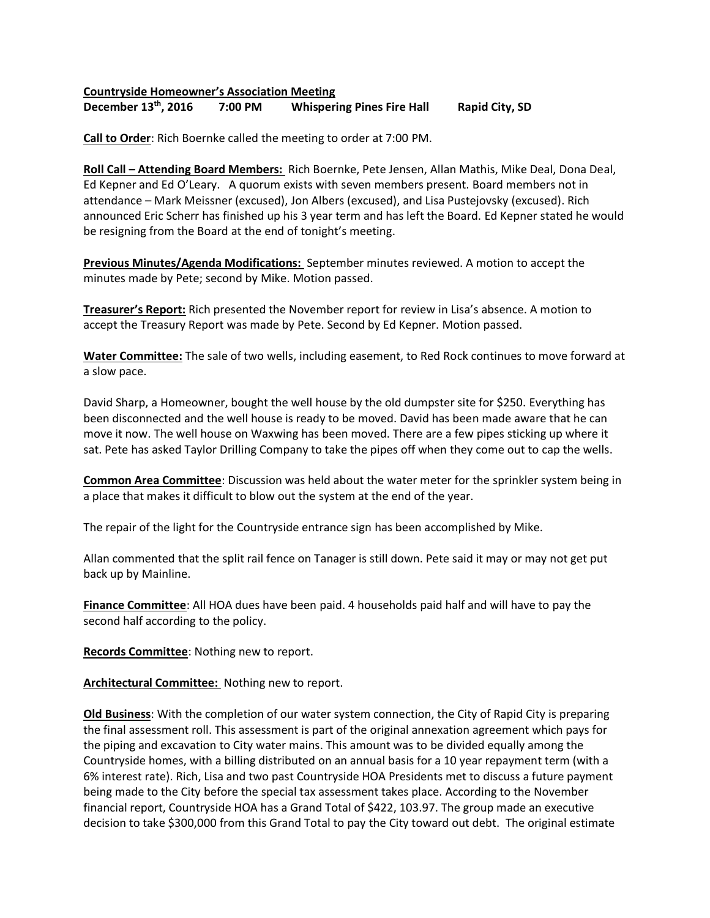**Countryside Homeowner's Association Meeting**
**December 13th, 2016 7:00 PM Whispering Pines Fire Hall Rapid City, SD**

**Call to Order**: Rich Boernke called the meeting to order at 7:00 PM.

**Roll Call – Attending Board Members:** Rich Boernke, Pete Jensen, Allan Mathis, Mike Deal, Dona Deal, Ed Kepner and Ed O'Leary. A quorum exists with seven members present. Board members not in attendance – Mark Meissner (excused), Jon Albers (excused), and Lisa Pustejovsky (excused). Rich announced Eric Scherr has finished up his 3 year term and has left the Board. Ed Kepner stated he would be resigning from the Board at the end of tonight's meeting.

**Previous Minutes/Agenda Modifications:** September minutes reviewed. A motion to accept the minutes made by Pete; second by Mike. Motion passed.

**Treasurer's Report:** Rich presented the November report for review in Lisa's absence. A motion to accept the Treasury Report was made by Pete. Second by Ed Kepner. Motion passed.

**Water Committee:** The sale of two wells, including easement, to Red Rock continues to move forward at a slow pace.

David Sharp, a Homeowner, bought the well house by the old dumpster site for $250. Everything has been disconnected and the well house is ready to be moved. David has been made aware that he can move it now. The well house on Waxwing has been moved. There are a few pipes sticking up where it sat. Pete has asked Taylor Drilling Company to take the pipes off when they come out to cap the wells.

**Common Area Committee**: Discussion was held about the water meter for the sprinkler system being in a place that makes it difficult to blow out the system at the end of the year.

The repair of the light for the Countryside entrance sign has been accomplished by Mike.

Allan commented that the split rail fence on Tanager is still down. Pete said it may or may not get put back up by Mainline.

**Finance Committee**: All HOA dues have been paid. 4 households paid half and will have to pay the second half according to the policy.

**Records Committee**: Nothing new to report.

**Architectural Committee:** Nothing new to report.

**Old Business**: With the completion of our water system connection, the City of Rapid City is preparing the final assessment roll. This assessment is part of the original annexation agreement which pays for the piping and excavation to City water mains. This amount was to be divided equally among the Countryside homes, with a billing distributed on an annual basis for a 10 year repayment term (with a 6% interest rate). Rich, Lisa and two past Countryside HOA Presidents met to discuss a future payment being made to the City before the special tax assessment takes place. According to the November financial report, Countryside HOA has a Grand Total of $422, 103.97. The group made an executive decision to take $300,000 from this Grand Total to pay the City toward out debt. The original estimate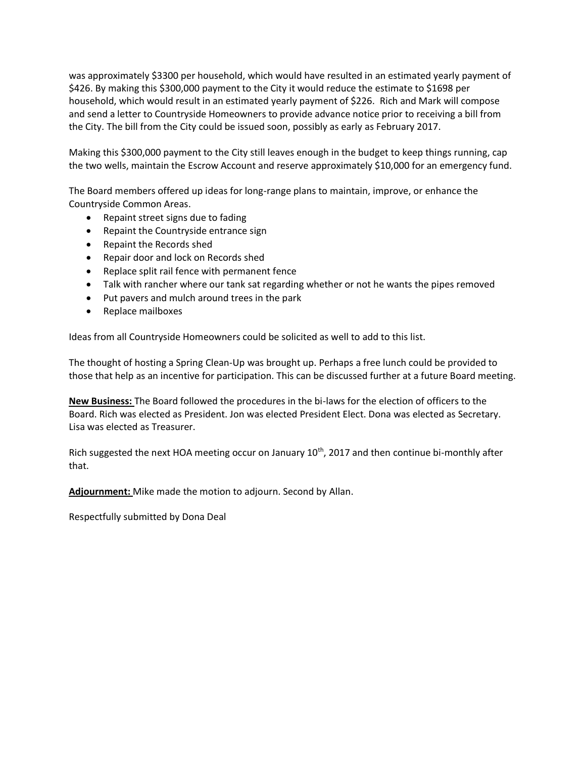was approximately $3300 per household, which would have resulted in an estimated yearly payment of $426. By making this $300,000 payment to the City it would reduce the estimate to $1698 per household, which would result in an estimated yearly payment of $226. Rich and Mark will compose and send a letter to Countryside Homeowners to provide advance notice prior to receiving a bill from the City. The bill from the City could be issued soon, possibly as early as February 2017.

Making this $300,000 payment to the City still leaves enough in the budget to keep things running, cap the two wells, maintain the Escrow Account and reserve approximately $10,000 for an emergency fund.

The Board members offered up ideas for long-range plans to maintain, improve, or enhance the Countryside Common Areas.

- Repaint street signs due to fading
- Repaint the Countryside entrance sign
- Repaint the Records shed
- Repair door and lock on Records shed
- Replace split rail fence with permanent fence
- Talk with rancher where our tank sat regarding whether or not he wants the pipes removed
- Put pavers and mulch around trees in the park
- Replace mailboxes

Ideas from all Countryside Homeowners could be solicited as well to add to this list.

The thought of hosting a Spring Clean-Up was brought up. Perhaps a free lunch could be provided to those that help as an incentive for participation. This can be discussed further at a future Board meeting.

**New Business:** The Board followed the procedures in the bi-laws for the election of officers to the Board. Rich was elected as President. Jon was elected President Elect. Dona was elected as Secretary. Lisa was elected as Treasurer.

Rich suggested the next HOA meeting occur on January 10th, 2017 and then continue bi-monthly after that.

**Adjournment:** Mike made the motion to adjourn. Second by Allan.

Respectfully submitted by Dona Deal